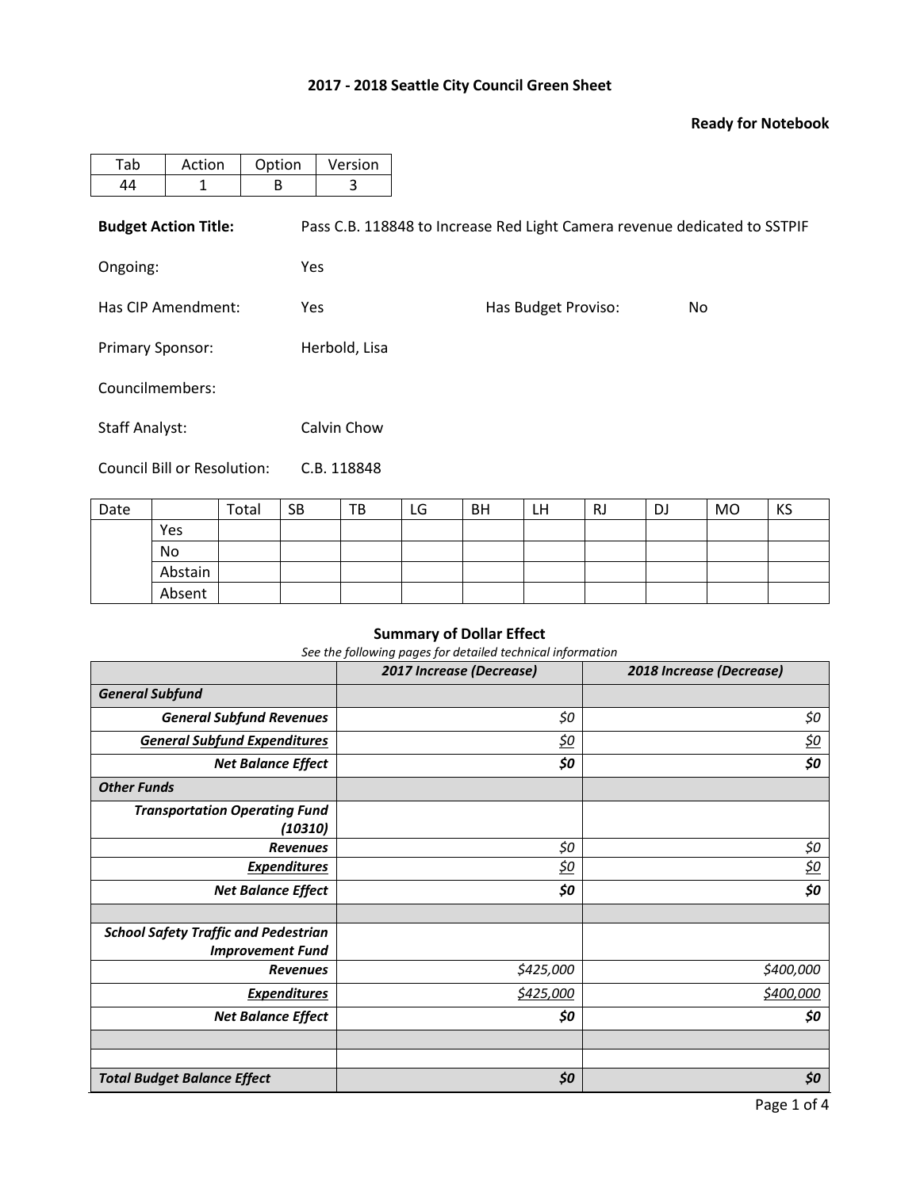## 2017 - 2018 Seattle City Council Green Sheet

**Ready for Notebook**

| Tab | Action | Option | Version |
|---|---|---|---|
| 44 | 1 | B | 3 |

**Budget Action Title:** Pass C.B. 118848 to Increase Red Light Camera revenue dedicated to SSTPIF

Ongoing: Yes

Has CIP Amendment: Yes

Has Budget Proviso: No

Primary Sponsor: Herbold, Lisa

Councilmembers:

Staff Analyst: Calvin Chow

Council Bill or Resolution: C.B. 118848

| Date | | Total | SB | TB | LG | BH | LH | RJ | DJ | MO | KS |
|---|---|---|---|---|---|---|---|---|---|---|---|
| | Yes | | | | | | | | | | |
| | No | | | | | | | | | | |
| | Abstain | | | | | | | | | | |
| | Absent | | | | | | | | | | |

### Summary of Dollar Effect

*See the following pages for detailed technical information*

| | 2017 Increase (Decrease) | 2018 Increase (Decrease) |
|---|---|---|
| ***General Subfund*** | | |
| ***General Subfund Revenues*** | *$0* | *$0* |
| ***General Subfund Expenditures*** | *$0* | *$0* |
| ***Net Balance Effect*** | ***$0*** | ***$0*** |
| ***Other Funds*** | | |
| ***Transportation Operating Fund (10310)*** | | |
| ***Revenues*** | *$0* | *$0* |
| ***Expenditures*** | *$0* | *$0* |
| ***Net Balance Effect*** | ***$0*** | ***$0*** |
| | | |
| ***School Safety Traffic and Pedestrian Improvement Fund*** | | |
| ***Revenues*** | *$425,000* | *$400,000* |
| ***Expenditures*** | *$425,000* | *$400,000* |
| ***Net Balance Effect*** | ***$0*** | ***$0*** |
| | | |
| | | |
| ***Total Budget Balance Effect*** | ***$0*** | ***$0*** |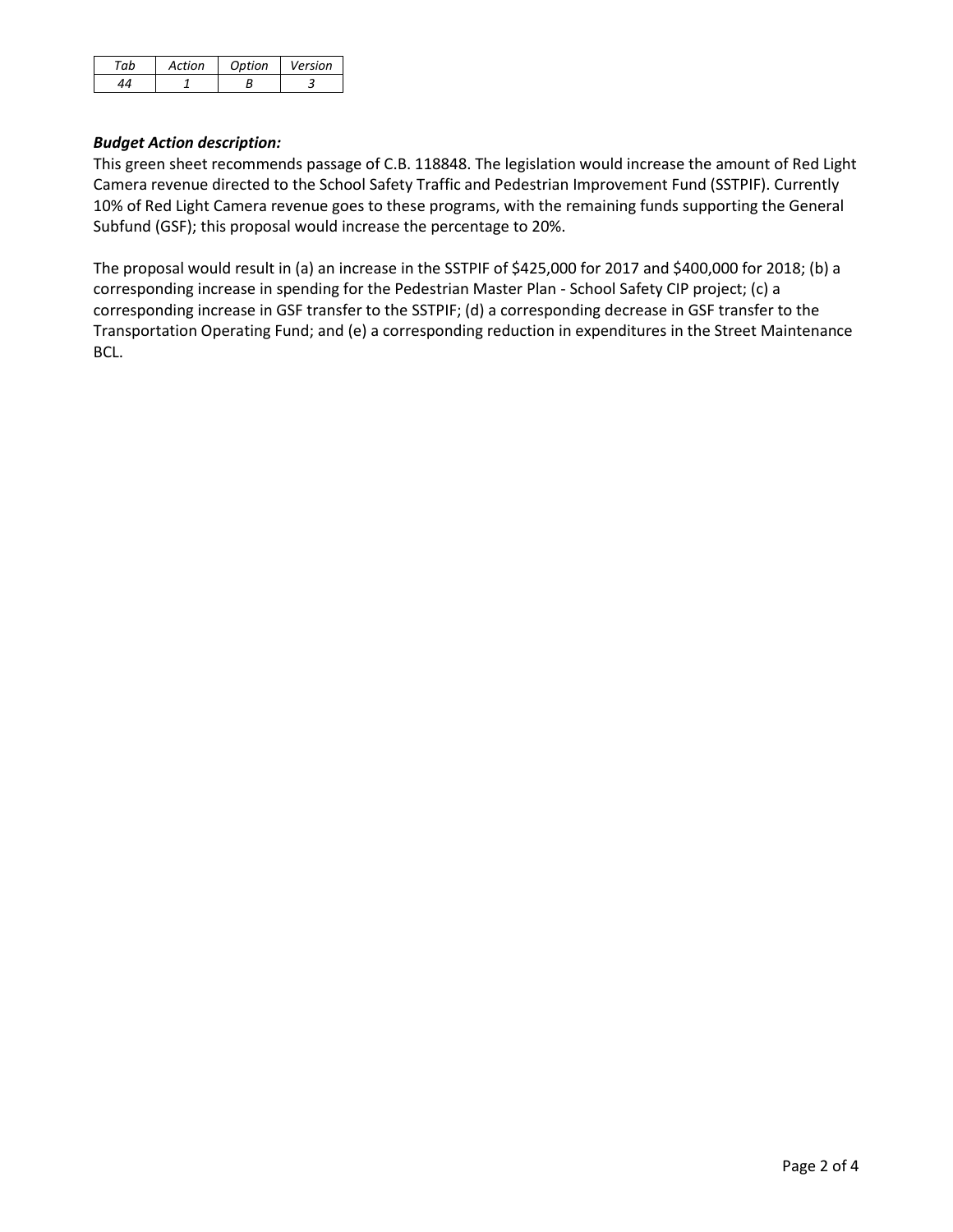| *Tab* | *Action* | *Option* | *Version* |
|---|---|---|---|
| *44* | *1* | *B* | *3* |

***Budget Action description:***

This green sheet recommends passage of C.B. 118848. The legislation would increase the amount of Red Light Camera revenue directed to the School Safety Traffic and Pedestrian Improvement Fund (SSTPIF). Currently 10% of Red Light Camera revenue goes to these programs, with the remaining funds supporting the General Subfund (GSF); this proposal would increase the percentage to 20%.

The proposal would result in (a) an increase in the SSTPIF of $425,000 for 2017 and $400,000 for 2018; (b) a corresponding increase in spending for the Pedestrian Master Plan - School Safety CIP project; (c) a corresponding increase in GSF transfer to the SSTPIF; (d) a corresponding decrease in GSF transfer to the Transportation Operating Fund; and (e) a corresponding reduction in expenditures in the Street Maintenance BCL.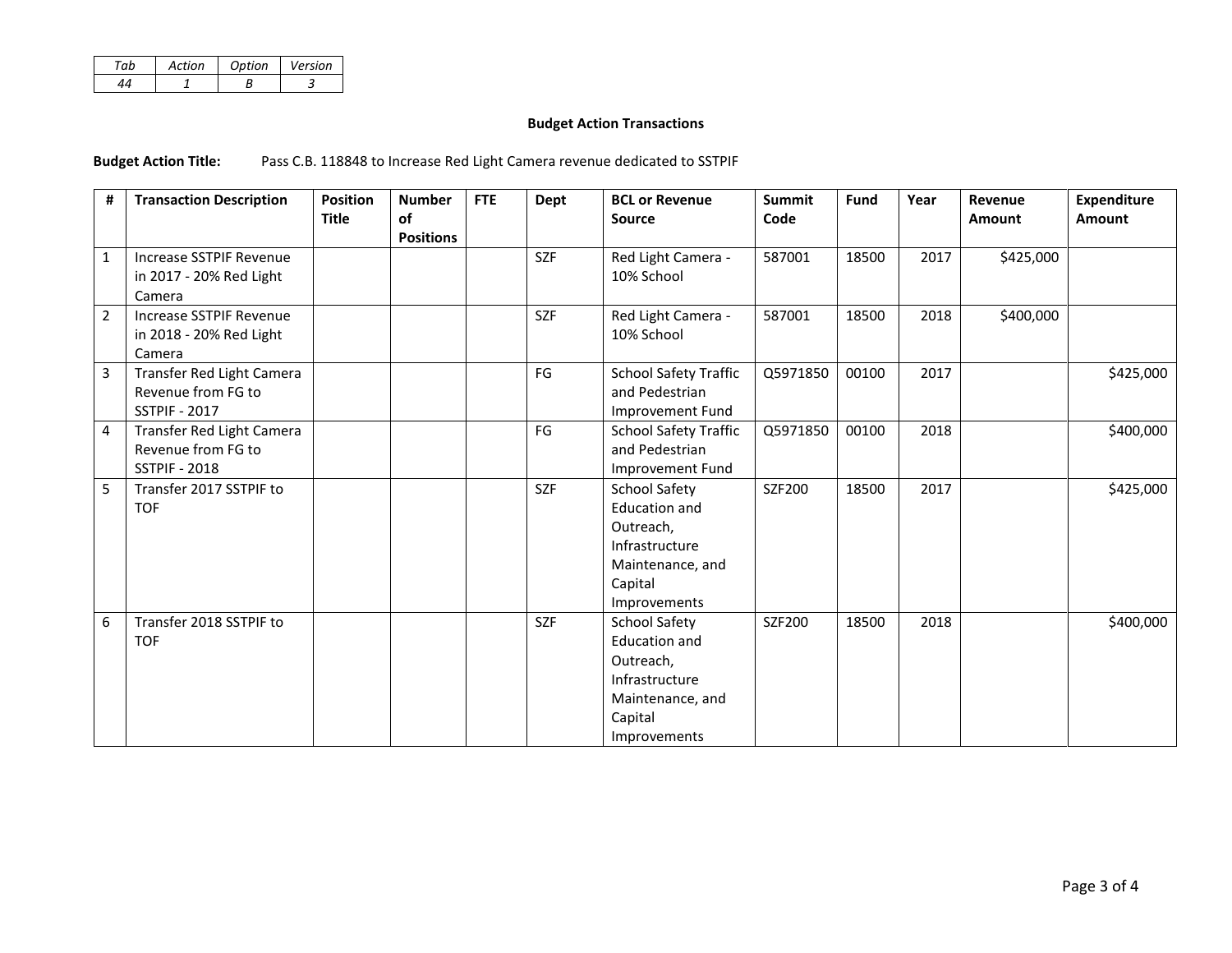| Tab | Action | Option | Version |
|---|---|---|---|
| 44 | 1 | B | 3 |

### Budget Action Transactions

**Budget Action Title:** Pass C.B. 118848 to Increase Red Light Camera revenue dedicated to SSTPIF

| # | Transaction Description | Position Title | Number of Positions | FTE | Dept | BCL or Revenue Source | Summit Code | Fund | Year | Revenue Amount | Expenditure Amount |
|---|---|---|---|---|---|---|---|---|---|---|---|
| 1 | Increase SSTPIF Revenue in 2017 - 20% Red Light Camera | | | | SZF | Red Light Camera - 10% School | 587001 | 18500 | 2017 | $425,000 | |
| 2 | Increase SSTPIF Revenue in 2018 - 20% Red Light Camera | | | | SZF | Red Light Camera - 10% School | 587001 | 18500 | 2018 | $400,000 | |
| 3 | Transfer Red Light Camera Revenue from FG to SSTPIF - 2017 | | | | FG | School Safety Traffic and Pedestrian Improvement Fund | Q5971850 | 00100 | 2017 | | $425,000 |
| 4 | Transfer Red Light Camera Revenue from FG to SSTPIF - 2018 | | | | FG | School Safety Traffic and Pedestrian Improvement Fund | Q5971850 | 00100 | 2018 | | $400,000 |
| 5 | Transfer 2017 SSTPIF to TOF | | | | SZF | School Safety Education and Outreach, Infrastructure Maintenance, and Capital Improvements | SZF200 | 18500 | 2017 | | $425,000 |
| 6 | Transfer 2018 SSTPIF to TOF | | | | SZF | School Safety Education and Outreach, Infrastructure Maintenance, and Capital Improvements | SZF200 | 18500 | 2018 | | $400,000 |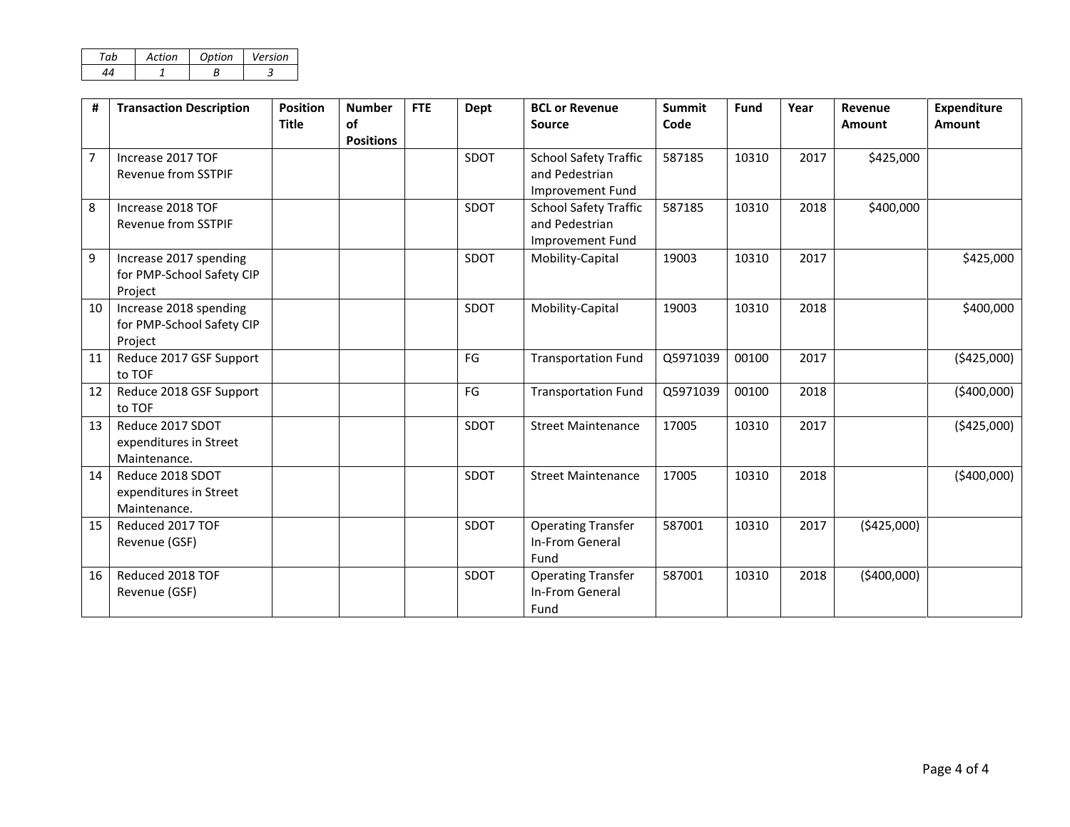| Tab | Action | Option | Version |
|---|---|---|---|
| 44 | 1 | B | 3 |

| # | Transaction Description | Position Title | Number of Positions | FTE | Dept | BCL or Revenue Source | Summit Code | Fund | Year | Revenue Amount | Expenditure Amount |
|---|---|---|---|---|---|---|---|---|---|---|---|
| 7 | Increase 2017 TOF Revenue from SSTPIF | | | | SDOT | School Safety Traffic and Pedestrian Improvement Fund | 587185 | 10310 | 2017 | $425,000 | |
| 8 | Increase 2018 TOF Revenue from SSTPIF | | | | SDOT | School Safety Traffic and Pedestrian Improvement Fund | 587185 | 10310 | 2018 | $400,000 | |
| 9 | Increase 2017 spending for PMP-School Safety CIP Project | | | | SDOT | Mobility-Capital | 19003 | 10310 | 2017 | | $425,000 |
| 10 | Increase 2018 spending for PMP-School Safety CIP Project | | | | SDOT | Mobility-Capital | 19003 | 10310 | 2018 | | $400,000 |
| 11 | Reduce 2017 GSF Support to TOF | | | | FG | Transportation Fund | Q5971039 | 00100 | 2017 | | ($425,000) |
| 12 | Reduce 2018 GSF Support to TOF | | | | FG | Transportation Fund | Q5971039 | 00100 | 2018 | | ($400,000) |
| 13 | Reduce 2017 SDOT expenditures in Street Maintenance. | | | | SDOT | Street Maintenance | 17005 | 10310 | 2017 | | ($425,000) |
| 14 | Reduce 2018 SDOT expenditures in Street Maintenance. | | | | SDOT | Street Maintenance | 17005 | 10310 | 2018 | | ($400,000) |
| 15 | Reduced 2017 TOF Revenue (GSF) | | | | SDOT | Operating Transfer In-From General Fund | 587001 | 10310 | 2017 | ($425,000) | |
| 16 | Reduced 2018 TOF Revenue (GSF) | | | | SDOT | Operating Transfer In-From General Fund | 587001 | 10310 | 2018 | ($400,000) | |